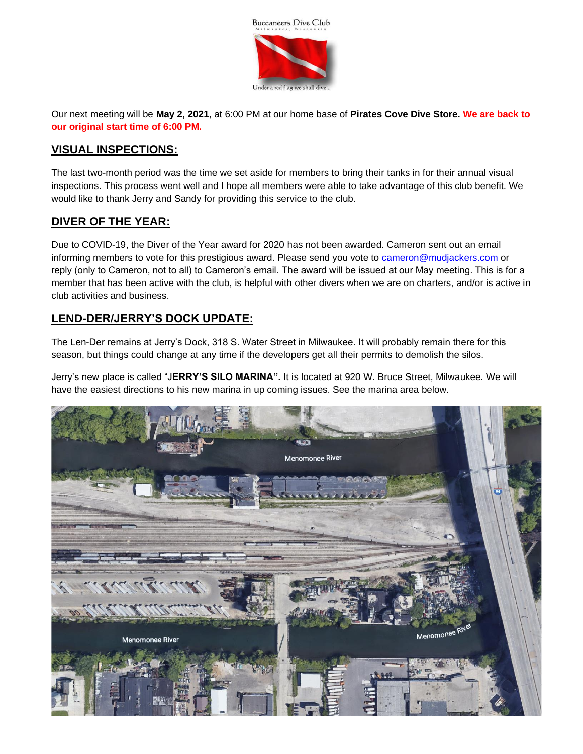Buccaneers Dive Club

Milwaukee, Wisconsin

Under a red flag we shall dive...

Our next meeting will be **May 2, 2021**, at 6:00 PM at our home base of **Pirates Cove Dive Store.** **We are back to our original start time of 6:00 PM.**

## VISUAL INSPECTIONS:

The last two-month period was the time we set aside for members to bring their tanks in for their annual visual inspections. This process went well and I hope all members were able to take advantage of this club benefit. We would like to thank Jerry and Sandy for providing this service to the club.

## DIVER OF THE YEAR:

Due to COVID-19, the Diver of the Year award for 2020 has not been awarded. Cameron sent out an email informing members to vote for this prestigious award. Please send you vote to cameron@mudjackers.com or reply (only to Cameron, not to all) to Cameron's email. The award will be issued at our May meeting. This is for a member that has been active with the club, is helpful with other divers when we are on charters, and/or is active in club activities and business.

## LEND-DER/JERRY'S DOCK UPDATE:

The Len-Der remains at Jerry's Dock, 318 S. Water Street in Milwaukee. It will probably remain there for this season, but things could change at any time if the developers get all their permits to demolish the silos.

Jerry's new place is called "J**ERRY'S SILO MARINA".** It is located at 920 W. Bruce Street, Milwaukee. We will have the easiest directions to his new marina in up coming issues. See the marina area below.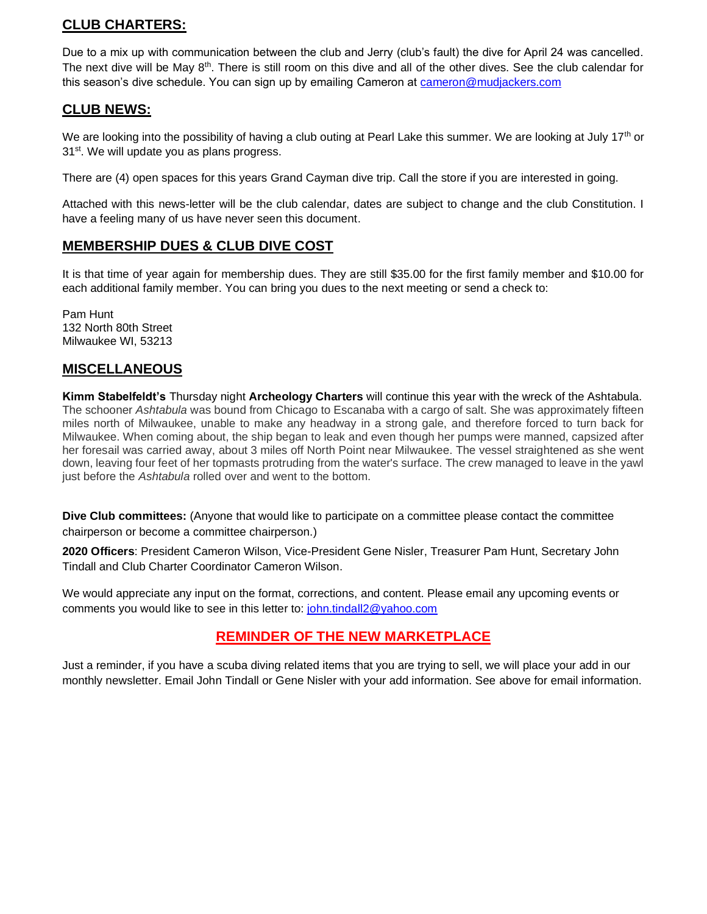## CLUB CHARTERS:

Due to a mix up with communication between the club and Jerry (club's fault) the dive for April 24 was cancelled. The next dive will be May 8th. There is still room on this dive and all of the other dives. See the club calendar for this season's dive schedule. You can sign up by emailing Cameron at cameron@mudjackers.com

## CLUB NEWS:

We are looking into the possibility of having a club outing at Pearl Lake this summer. We are looking at July 17th or 31st. We will update you as plans progress.

There are (4) open spaces for this years Grand Cayman dive trip. Call the store if you are interested in going.

Attached with this news-letter will be the club calendar, dates are subject to change and the club Constitution. I have a feeling many of us have never seen this document.

## MEMBERSHIP DUES & CLUB DIVE COST

It is that time of year again for membership dues. They are still $35.00 for the first family member and $10.00 for each additional family member. You can bring you dues to the next meeting or send a check to:

Pam Hunt
132 North 80th Street
Milwaukee WI, 53213

## MISCELLANEOUS

**Kimm Stabelfeldt's** Thursday night **Archeology Charters** will continue this year with the wreck of the Ashtabula. The schooner *Ashtabula* was bound from Chicago to Escanaba with a cargo of salt. She was approximately fifteen miles north of Milwaukee, unable to make any headway in a strong gale, and therefore forced to turn back for Milwaukee. When coming about, the ship began to leak and even though her pumps were manned, capsized after her foresail was carried away, about 3 miles off North Point near Milwaukee. The vessel straightened as she went down, leaving four feet of her topmasts protruding from the water's surface. The crew managed to leave in the yawl just before the *Ashtabula* rolled over and went to the bottom.

**Dive Club committees:** (Anyone that would like to participate on a committee please contact the committee chairperson or become a committee chairperson.)

**2020 Officers**: President Cameron Wilson, Vice-President Gene Nisler, Treasurer Pam Hunt, Secretary John Tindall and Club Charter Coordinator Cameron Wilson.

We would appreciate any input on the format, corrections, and content. Please email any upcoming events or comments you would like to see in this letter to: john.tindall2@yahoo.com

## REMINDER OF THE NEW MARKETPLACE

Just a reminder, if you have a scuba diving related items that you are trying to sell, we will place your add in our monthly newsletter. Email John Tindall or Gene Nisler with your add information. See above for email information.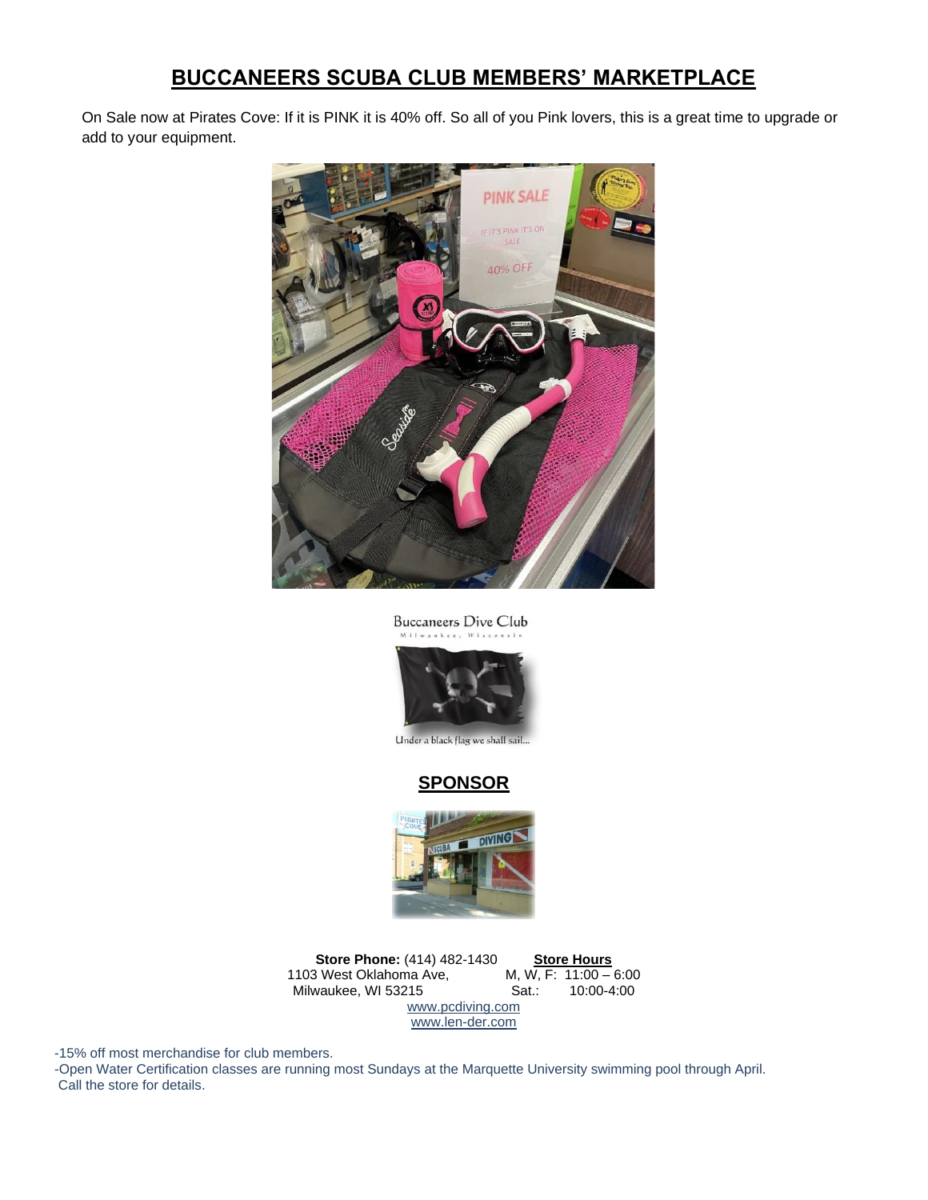# BUCCANEERS SCUBA CLUB MEMBERS' MARKETPLACE

On Sale now at Pirates Cove: If it is PINK it is 40% off. So all of you Pink lovers, this is a great time to upgrade or add to your equipment.

## SPONSOR

**Store Phone:** (414) 482-1430
1103 West Oklahoma Ave,
Milwaukee, WI 53215

**Store Hours**
M, W, F: 11:00 – 6:00
Sat.: 10:00-4:00

www.pcdiving.com
www.len-der.com

-15% off most merchandise for club members.
-Open Water Certification classes are running most Sundays at the Marquette University swimming pool through April. Call the store for details.